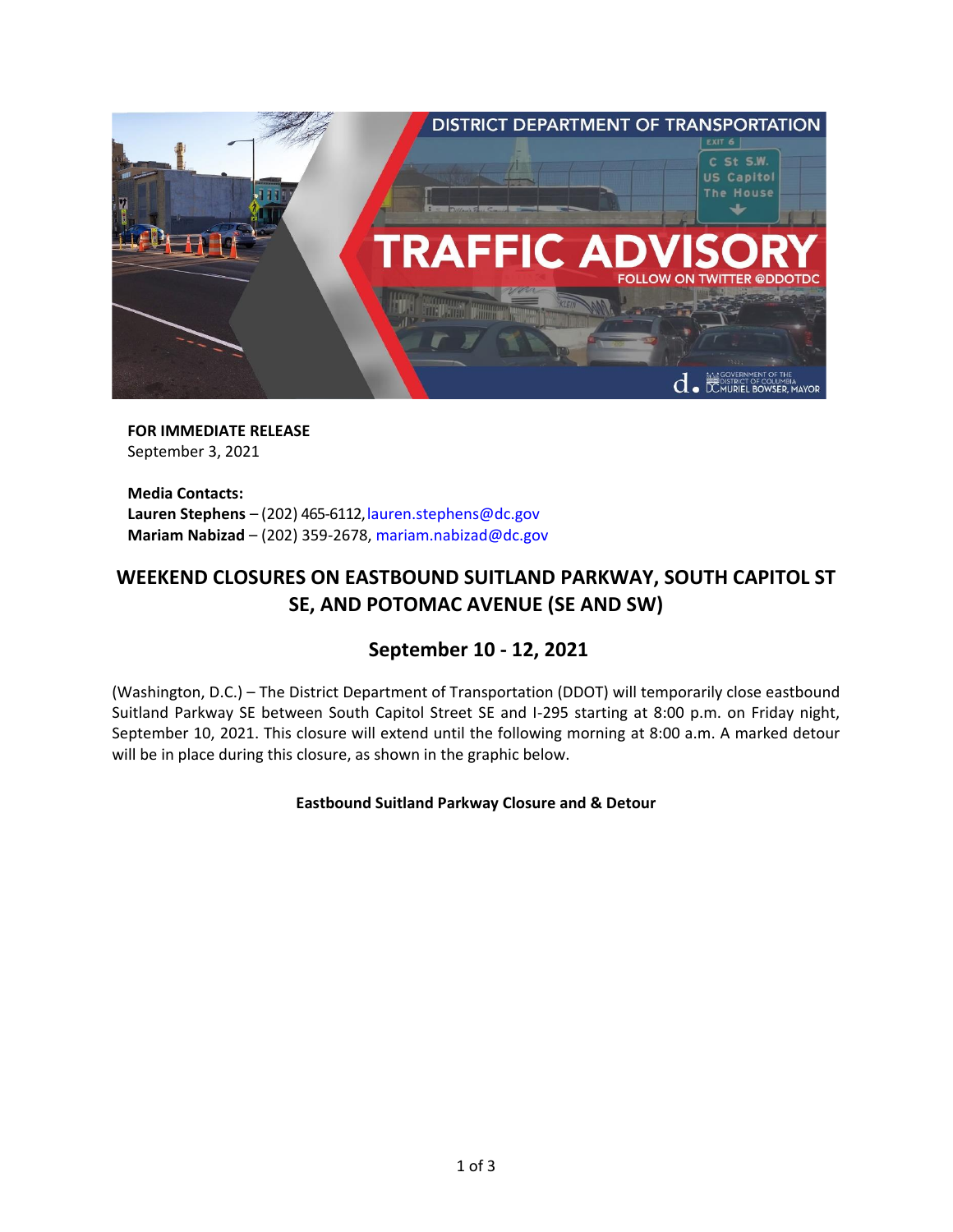**FOR IMMEDIATE RELEASE**
September 3, 2021

**Media Contacts:**
**Lauren Stephens** – (202) 465-6112, lauren.stephens@dc.gov
**Mariam Nabizad** – (202) 359-2678, mariam.nabizad@dc.gov

## WEEKEND CLOSURES ON EASTBOUND SUITLAND PARKWAY, SOUTH CAPITOL ST SE, AND POTOMAC AVENUE (SE AND SW)

### September 10 - 12, 2021

(Washington, D.C.) – The District Department of Transportation (DDOT) will temporarily close eastbound Suitland Parkway SE between South Capitol Street SE and I-295 starting at 8:00 p.m. on Friday night, September 10, 2021. This closure will extend until the following morning at 8:00 a.m. A marked detour will be in place during this closure, as shown in the graphic below.

**Eastbound Suitland Parkway Closure and & Detour**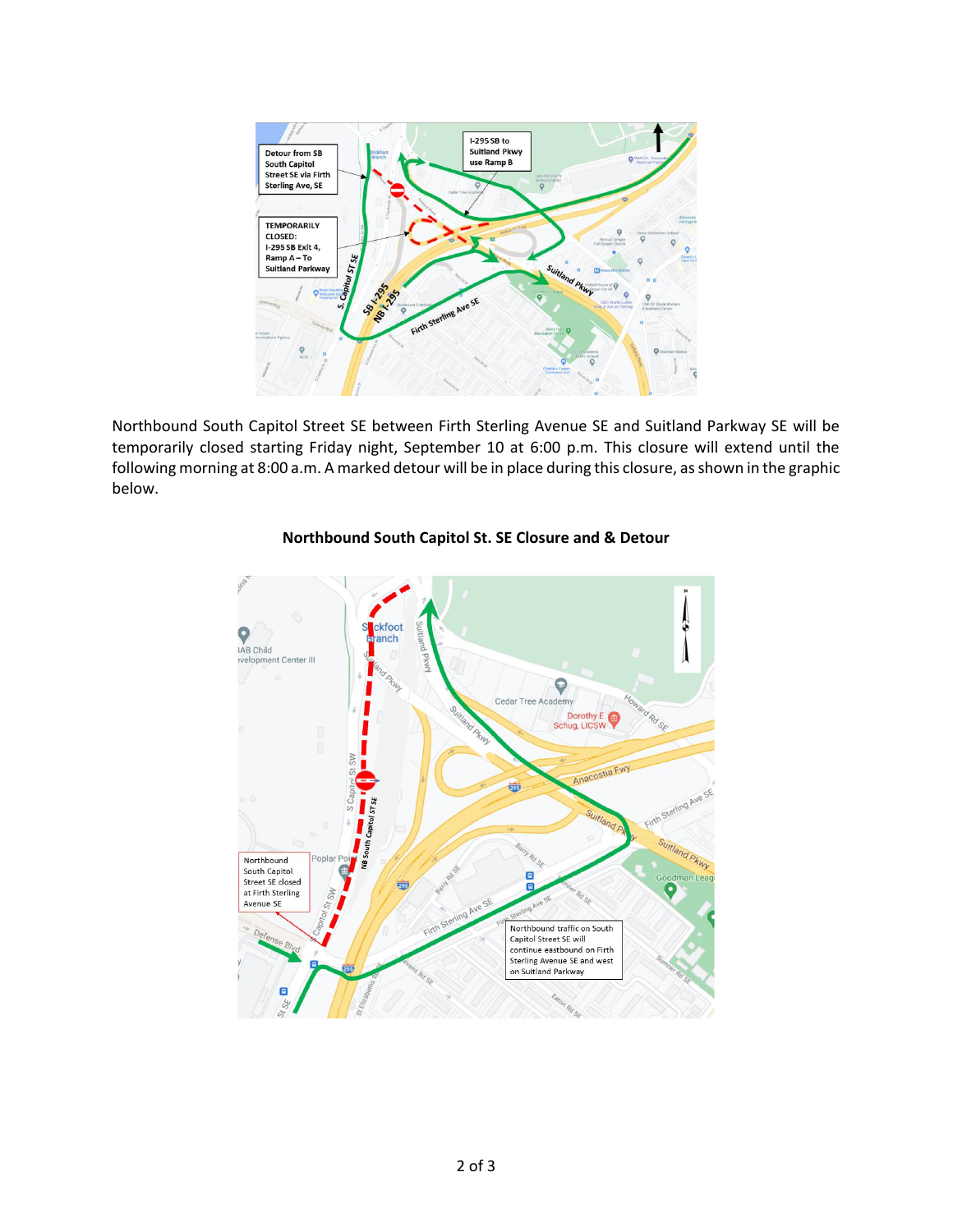Northbound South Capitol Street SE between Firth Sterling Avenue SE and Suitland Parkway SE will be temporarily closed starting Friday night, September 10 at 6:00 p.m. This closure will extend until the following morning at 8:00 a.m. A marked detour will be in place during this closure, as shown in the graphic below.

**Northbound South Capitol St. SE Closure and & Detour**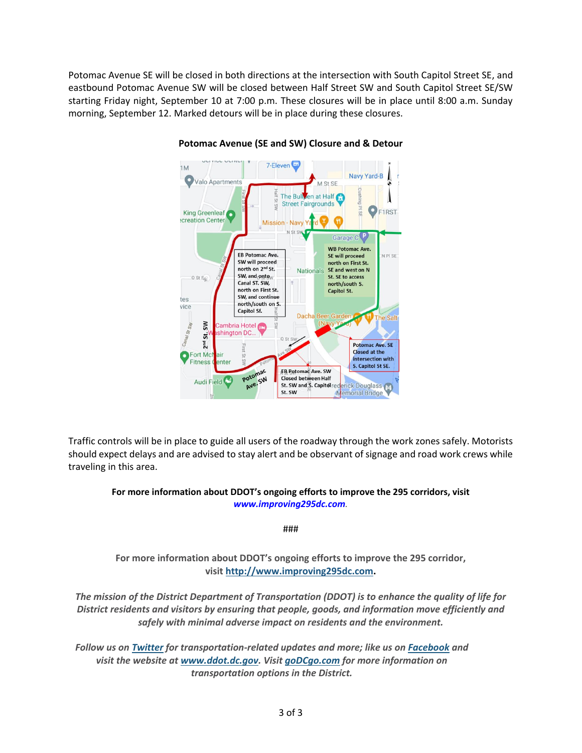Potomac Avenue SE will be closed in both directions at the intersection with South Capitol Street SE, and eastbound Potomac Avenue SW will be closed between Half Street SW and South Capitol Street SE/SW starting Friday night, September 10 at 7:00 p.m. These closures will be in place until 8:00 a.m. Sunday morning, September 12. Marked detours will be in place during these closures.

**Potomac Avenue (SE and SW) Closure and & Detour**

EB Potomac Ave. SW will proceed north on 2nd St. SW, and onto Canal ST. SW, north on First St. SW, and continue north/south on S. Capitol St.

WB Potomac Ave. SE will proceed north on First St. SE and west on N St. SE to access north/south S. Capitol St.

Potomac Ave. SE Closed at the intersection with S. Capitol St SE.

EB Potomac Ave. SW Closed between Half St. SW and S. Capitol St. SW

Traffic controls will be in place to guide all users of the roadway through the work zones safely. Motorists should expect delays and are advised to stay alert and be observant of signage and road work crews while traveling in this area.

**For more information about DDOT's ongoing efforts to improve the 295 corridors, visit *www.improving295dc.com*.**

###

**For more information about DDOT's ongoing efforts to improve the 295 corridor, visit http://www.improving295dc.com.**

***The mission of the District Department of Transportation (DDOT) is to enhance the quality of life for District residents and visitors by ensuring that people, goods, and information move efficiently and safely with minimal adverse impact on residents and the environment.***

***Follow us on Twitter for transportation-related updates and more; like us on Facebook and visit the website at www.ddot.dc.gov. Visit goDCgo.com for more information on transportation options in the District.***